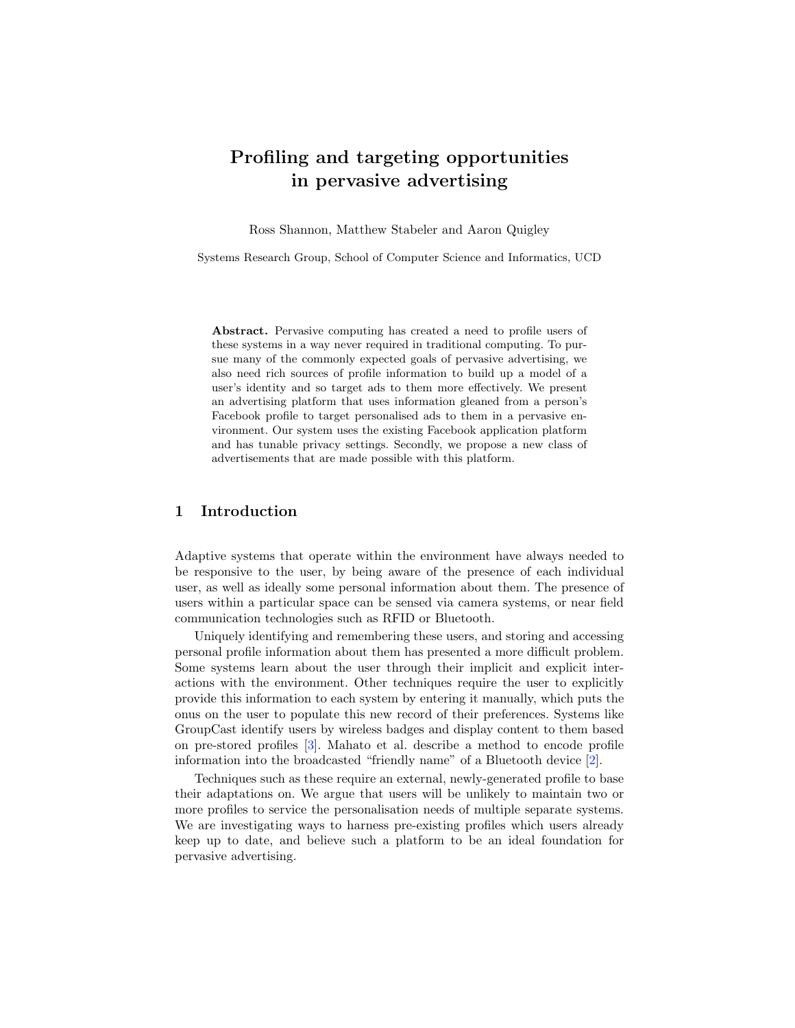# Profiling and targeting opportunities in pervasive advertising

Ross Shannon, Matthew Stabeler and Aaron Quigley

Systems Research Group, School of Computer Science and Informatics, UCD

**Abstract.** Pervasive computing has created a need to profile users of these systems in a way never required in traditional computing. To pursue many of the commonly expected goals of pervasive advertising, we also need rich sources of profile information to build up a model of a user's identity and so target ads to them more effectively. We present an advertising platform that uses information gleaned from a person's Facebook profile to target personalised ads to them in a pervasive environment. Our system uses the existing Facebook application platform and has tunable privacy settings. Secondly, we propose a new class of advertisements that are made possible with this platform.

## 1 Introduction

Adaptive systems that operate within the environment have always needed to be responsive to the user, by being aware of the presence of each individual user, as well as ideally some personal information about them. The presence of users within a particular space can be sensed via camera systems, or near field communication technologies such as RFID or Bluetooth.

Uniquely identifying and remembering these users, and storing and accessing personal profile information about them has presented a more difficult problem. Some systems learn about the user through their implicit and explicit interactions with the environment. Other techniques require the user to explicitly provide this information to each system by entering it manually, which puts the onus on the user to populate this new record of their preferences. Systems like GroupCast identify users by wireless badges and display content to them based on pre-stored profiles [3]. Mahato et al. describe a method to encode profile information into the broadcasted "friendly name" of a Bluetooth device [2].

Techniques such as these require an external, newly-generated profile to base their adaptations on. We argue that users will be unlikely to maintain two or more profiles to service the personalisation needs of multiple separate systems. We are investigating ways to harness pre-existing profiles which users already keep up to date, and believe such a platform to be an ideal foundation for pervasive advertising.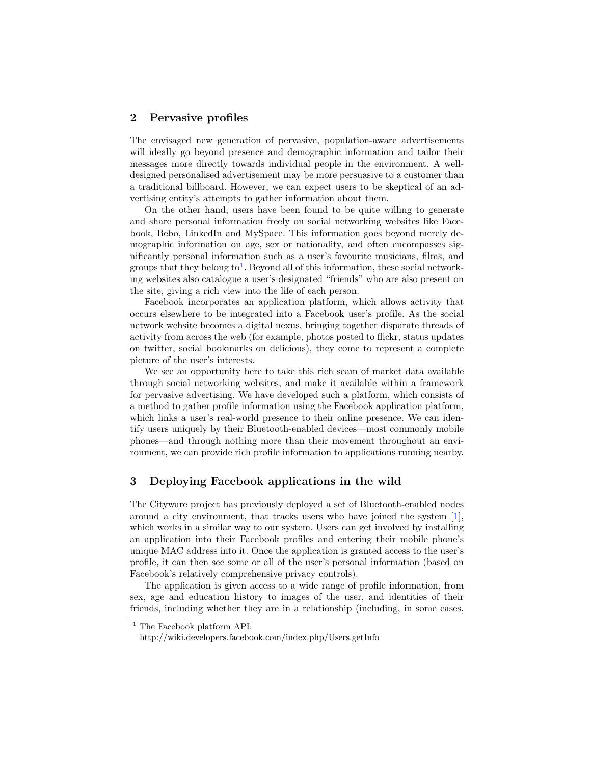## 2 Pervasive profiles

The envisaged new generation of pervasive, population-aware advertisements will ideally go beyond presence and demographic information and tailor their messages more directly towards individual people in the environment. A well-designed personalised advertisement may be more persuasive to a customer than a traditional billboard. However, we can expect users to be skeptical of an advertising entity's attempts to gather information about them.

On the other hand, users have been found to be quite willing to generate and share personal information freely on social networking websites like Facebook, Bebo, LinkedIn and MySpace. This information goes beyond merely demographic information on age, sex or nationality, and often encompasses significantly personal information such as a user's favourite musicians, films, and groups that they belong to[1]. Beyond all of this information, these social networking websites also catalogue a user's designated "friends" who are also present on the site, giving a rich view into the life of each person.

Facebook incorporates an application platform, which allows activity that occurs elsewhere to be integrated into a Facebook user's profile. As the social network website becomes a digital nexus, bringing together disparate threads of activity from across the web (for example, photos posted to flickr, status updates on twitter, social bookmarks on delicious), they come to represent a complete picture of the user's interests.

We see an opportunity here to take this rich seam of market data available through social networking websites, and make it available within a framework for pervasive advertising. We have developed such a platform, which consists of a method to gather profile information using the Facebook application platform, which links a user's real-world presence to their online presence. We can identify users uniquely by their Bluetooth-enabled devices—most commonly mobile phones—and through nothing more than their movement throughout an environment, we can provide rich profile information to applications running nearby.

## 3 Deploying Facebook applications in the wild

The Cityware project has previously deployed a set of Bluetooth-enabled nodes around a city environment, that tracks users who have joined the system [1], which works in a similar way to our system. Users can get involved by installing an application into their Facebook profiles and entering their mobile phone's unique MAC address into it. Once the application is granted access to the user's profile, it can then see some or all of the user's personal information (based on Facebook's relatively comprehensive privacy controls).

The application is given access to a wide range of profile information, from sex, age and education history to images of the user, and identities of their friends, including whether they are in a relationship (including, in some cases,

[1] The Facebook platform API: http://wiki.developers.facebook.com/index.php/Users.getInfo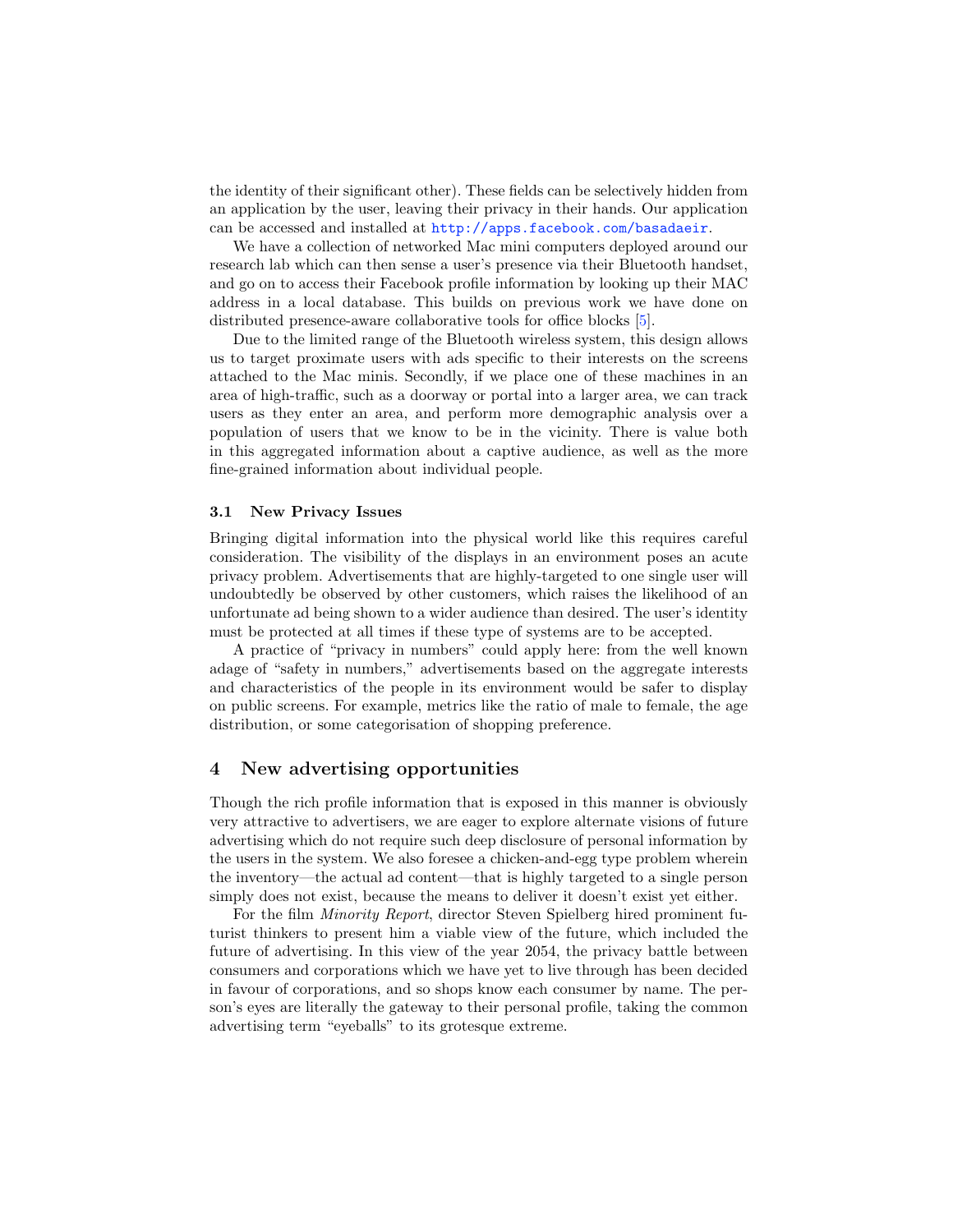the identity of their significant other). These fields can be selectively hidden from an application by the user, leaving their privacy in their hands. Our application can be accessed and installed at http://apps.facebook.com/basadaeir.

We have a collection of networked Mac mini computers deployed around our research lab which can then sense a user's presence via their Bluetooth handset, and go on to access their Facebook profile information by looking up their MAC address in a local database. This builds on previous work we have done on distributed presence-aware collaborative tools for office blocks [5].

Due to the limited range of the Bluetooth wireless system, this design allows us to target proximate users with ads specific to their interests on the screens attached to the Mac minis. Secondly, if we place one of these machines in an area of high-traffic, such as a doorway or portal into a larger area, we can track users as they enter an area, and perform more demographic analysis over a population of users that we know to be in the vicinity. There is value both in this aggregated information about a captive audience, as well as the more fine-grained information about individual people.

### 3.1 New Privacy Issues

Bringing digital information into the physical world like this requires careful consideration. The visibility of the displays in an environment poses an acute privacy problem. Advertisements that are highly-targeted to one single user will undoubtedly be observed by other customers, which raises the likelihood of an unfortunate ad being shown to a wider audience than desired. The user's identity must be protected at all times if these type of systems are to be accepted.

A practice of "privacy in numbers" could apply here: from the well known adage of "safety in numbers," advertisements based on the aggregate interests and characteristics of the people in its environment would be safer to display on public screens. For example, metrics like the ratio of male to female, the age distribution, or some categorisation of shopping preference.

## 4 New advertising opportunities

Though the rich profile information that is exposed in this manner is obviously very attractive to advertisers, we are eager to explore alternate visions of future advertising which do not require such deep disclosure of personal information by the users in the system. We also foresee a chicken-and-egg type problem wherein the inventory—the actual ad content—that is highly targeted to a single person simply does not exist, because the means to deliver it doesn't exist yet either.

For the film *Minority Report*, director Steven Spielberg hired prominent futurist thinkers to present him a viable view of the future, which included the future of advertising. In this view of the year 2054, the privacy battle between consumers and corporations which we have yet to live through has been decided in favour of corporations, and so shops know each consumer by name. The person's eyes are literally the gateway to their personal profile, taking the common advertising term "eyeballs" to its grotesque extreme.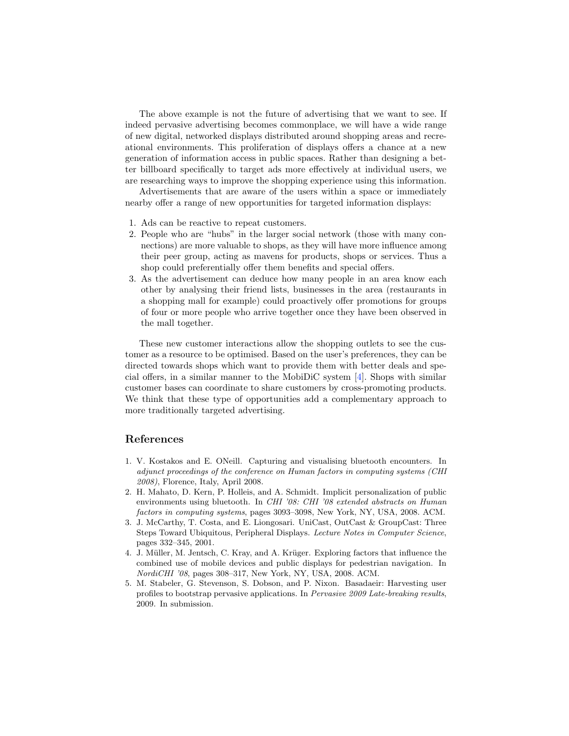The above example is not the future of advertising that we want to see. If indeed pervasive advertising becomes commonplace, we will have a wide range of new digital, networked displays distributed around shopping areas and recreational environments. This proliferation of displays offers a chance at a new generation of information access in public spaces. Rather than designing a better billboard specifically to target ads more effectively at individual users, we are researching ways to improve the shopping experience using this information.

Advertisements that are aware of the users within a space or immediately nearby offer a range of new opportunities for targeted information displays:

1. Ads can be reactive to repeat customers.
2. People who are "hubs" in the larger social network (those with many connections) are more valuable to shops, as they will have more influence among their peer group, acting as mavens for products, shops or services. Thus a shop could preferentially offer them benefits and special offers.
3. As the advertisement can deduce how many people in an area know each other by analysing their friend lists, businesses in the area (restaurants in a shopping mall for example) could proactively offer promotions for groups of four or more people who arrive together once they have been observed in the mall together.

These new customer interactions allow the shopping outlets to see the customer as a resource to be optimised. Based on the user's preferences, they can be directed towards shops which want to provide them with better deals and special offers, in a similar manner to the MobiDiC system [4]. Shops with similar customer bases can coordinate to share customers by cross-promoting products. We think that these type of opportunities add a complementary approach to more traditionally targeted advertising.

## References

1. V. Kostakos and E. ONeill. Capturing and visualising bluetooth encounters. In *adjunct proceedings of the conference on Human factors in computing systems (CHI 2008)*, Florence, Italy, April 2008.
2. H. Mahato, D. Kern, P. Holleis, and A. Schmidt. Implicit personalization of public environments using bluetooth. In *CHI '08: CHI '08 extended abstracts on Human factors in computing systems*, pages 3093–3098, New York, NY, USA, 2008. ACM.
3. J. McCarthy, T. Costa, and E. Liongosari. UniCast, OutCast & GroupCast: Three Steps Toward Ubiquitous, Peripheral Displays. *Lecture Notes in Computer Science*, pages 332–345, 2001.
4. J. Müller, M. Jentsch, C. Kray, and A. Krüger. Exploring factors that influence the combined use of mobile devices and public displays for pedestrian navigation. In *NordiCHI '08*, pages 308–317, New York, NY, USA, 2008. ACM.
5. M. Stabeler, G. Stevenson, S. Dobson, and P. Nixon. Basadaeir: Harvesting user profiles to bootstrap pervasive applications. In *Pervasive 2009 Late-breaking results*, 2009. In submission.